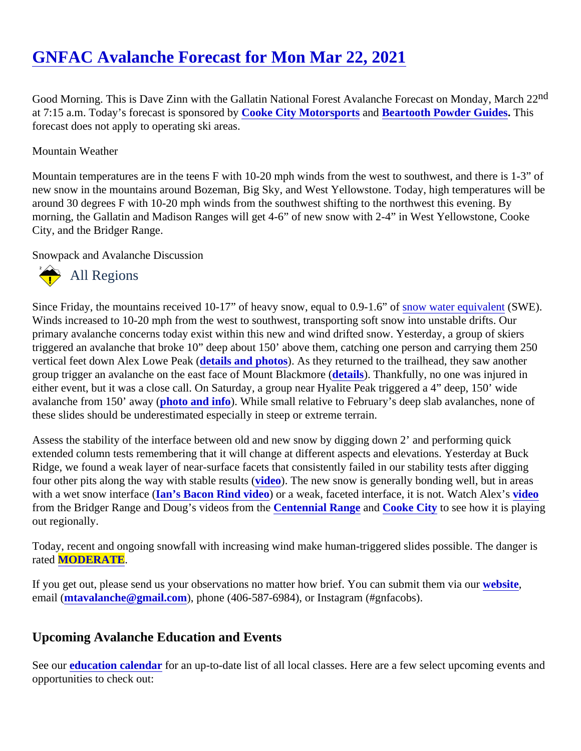# GNFAC Avalanche Forecast for Mon Mar 22, 2021

Good Morning. This is Dave Zinn with the Gallatin National Forest Avalanche Forecast on Monday, March 22nd at 7:15 a.m. Today's forecast is sponsored by Cooke City Motorsports and Beartooth Powder Guides. This forecast does not apply to operating ski areas.

Mountain Weather

Mountain temperatures are in the teens F with 10-20 mph winds from the west to southwest, and there is 1-3" of new snow in the mountains around Bozeman, Big Sky, and West Yellowstone. Today, high temperatures will be around 30 degrees F with 10-20 mph winds from the southwest shifting to the northwest this evening. By morning, the Gallatin and Madison Ranges will get 4-6" of new snow with 2-4" in West Yellowstone, Cooke City, and the Bridger Range.

Snowpack and Avalanche Discussion

### All Regions

Since Friday, the mountains received 10-17" of heavy snow, equal to 0.9-1.6" of snow water equivalent (SWE). Winds increased to 10-20 mph from the west to southwest, transporting soft snow into unstable drifts. Our primary avalanche concerns today exist within this new and wind drifted snow. Yesterday, a group of skiers triggered an avalanche that broke 10" deep about 150' above them, catching one person and carrying them 250 vertical feet down Alex Lowe Peak (details and photos). As they returned to the trailhead, they saw another group trigger an avalanche on the east face of Mount Blackmore (details). Thankfully, no one was injured in either event, but it was a close call. On Saturday, a group near Hyalite Peak triggered a 4" deep, 150' wide avalanche from 150' away (photo and info). While small relative to February's deep slab avalanches, none of these slides should be underestimated especially in steep or extreme terrain.

Assess the stability of the interface between old and new snow by digging down 2' and performing quick extended column tests remembering that it will change at different aspects and elevations. Yesterday at Buck Ridge, we found a weak layer of near-surface facets that consistently failed in our stability tests after digging four other pits along the way with stable results (video). The new snow is generally bonding well, but in areas with a wet snow interface (Ian's Bacon Rind video) or a weak, faceted interface, it is not. Watch Alex's video from the Bridger Range and Doug's videos from the Centennial Range and Cooke City to see how it is playing out regionally.

Today, recent and ongoing snowfall with increasing wind make human-triggered slides possible. The danger is rated MODERATE.

If you get out, please send us your observations no matter how brief. You can submit them via our website, email (mtavalanche@gmail.com), phone (406-587-6984), or Instagram (#gnfacobs).

## Upcoming Avalanche Education and Events

See our education calendar for an up-to-date list of all local classes. Here are a few select upcoming events and opportunities to check out: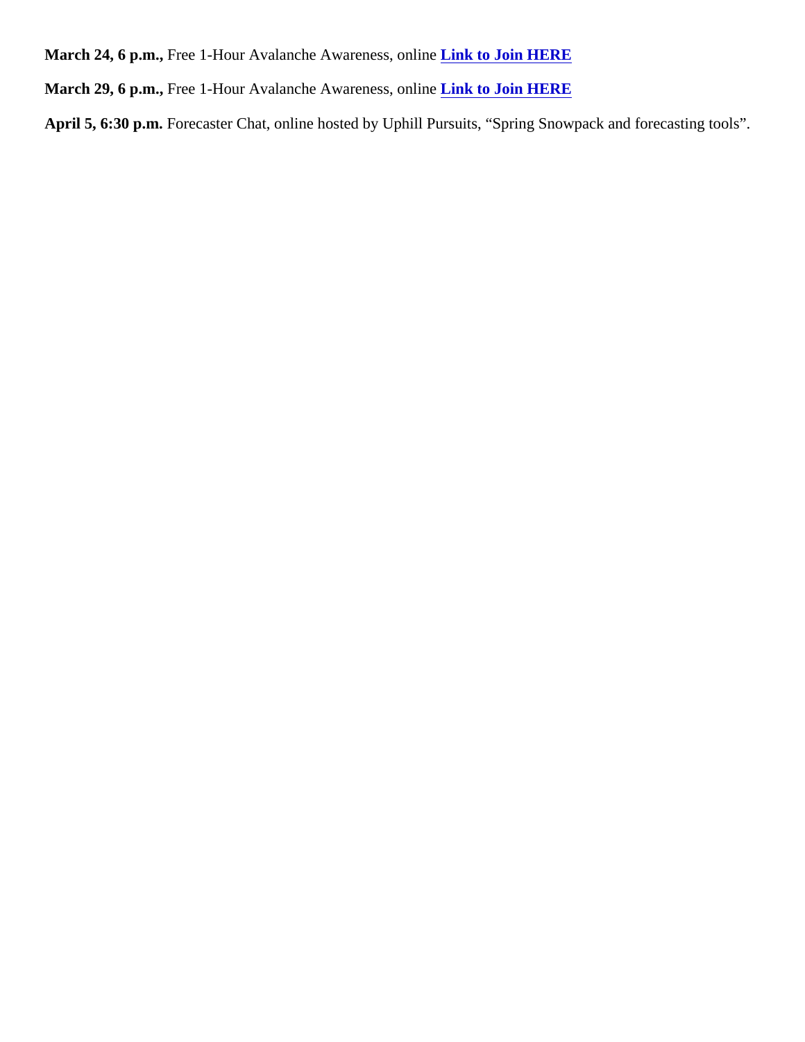**March 24, 6 p.m.,** Free 1-Hour Avalanche Awareness, online **Link to Join HERE**

**March 29, 6 p.m.,** Free 1-Hour Avalanche Awareness, online **Link to Join HERE**

**April 5, 6:30 p.m.** Forecaster Chat, online hosted by Uphill Pursuits, “Spring Snowpack and forecasting tools”.